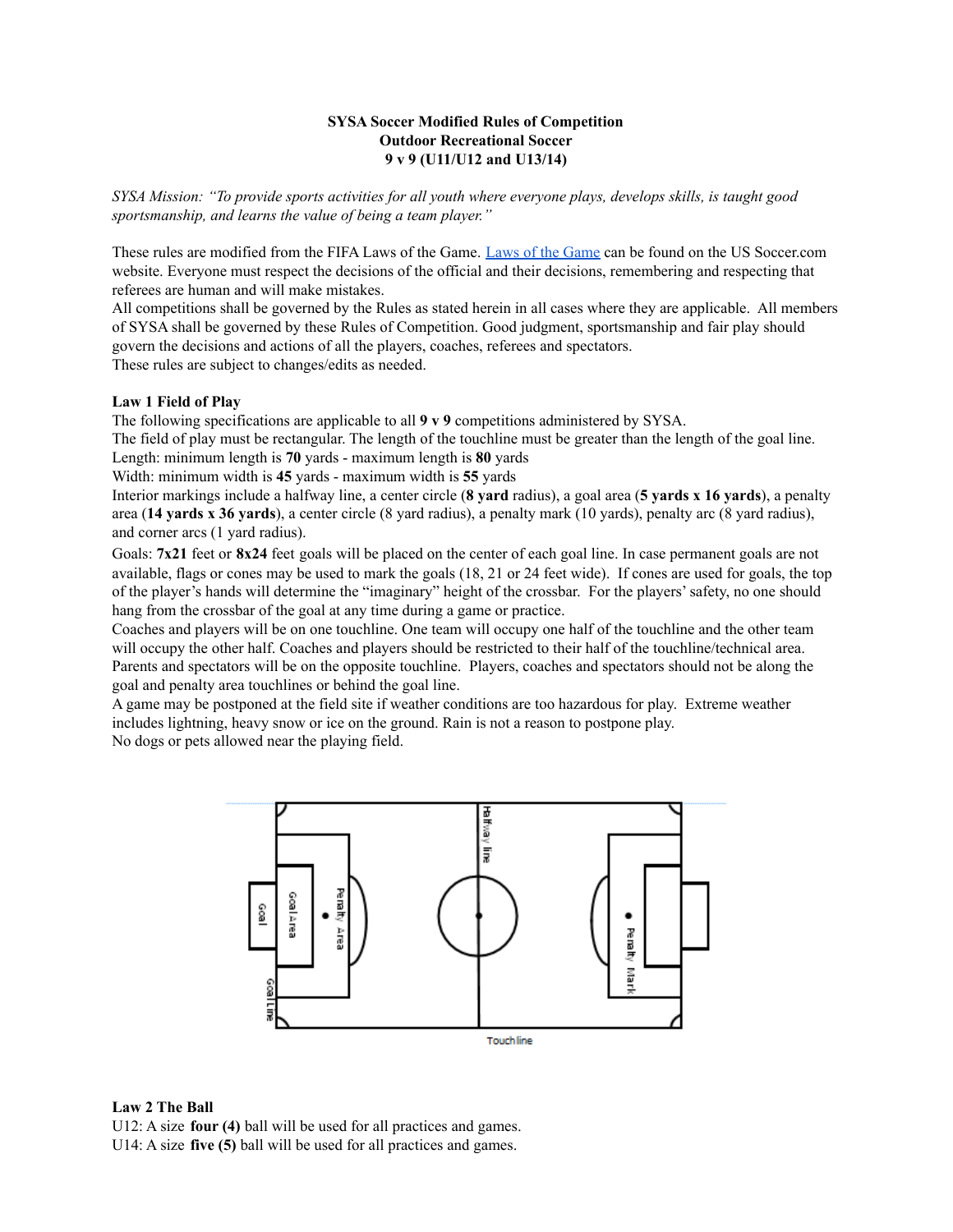**SYSA Soccer Modified Rules of Competition**
**Outdoor Recreational Soccer**
**9 v 9 (U11/U12 and U13/14)**

*SYSA Mission: "To provide sports activities for all youth where everyone plays, develops skills, is taught good sportsmanship, and learns the value of being a team player."*

These rules are modified from the FIFA Laws of the Game. [Laws of the Game] can be found on the US Soccer.com website. Everyone must respect the decisions of the official and their decisions, remembering and respecting that referees are human and will make mistakes.
All competitions shall be governed by the Rules as stated herein in all cases where they are applicable. All members of SYSA shall be governed by these Rules of Competition. Good judgment, sportsmanship and fair play should govern the decisions and actions of all the players, coaches, referees and spectators.
These rules are subject to changes/edits as needed.

**Law 1 Field of Play**
The following specifications are applicable to all **9 v 9** competitions administered by SYSA.
The field of play must be rectangular. The length of the touchline must be greater than the length of the goal line.
Length: minimum length is **70** yards - maximum length is **80** yards
Width: minimum width is **45** yards - maximum width is **55** yards
Interior markings include a halfway line, a center circle (**8 yard** radius), a goal area (**5 yards x 16 yards**), a penalty area (**14 yards x 36 yards**), a center circle (8 yard radius), a penalty mark (10 yards), penalty arc (8 yard radius), and corner arcs (1 yard radius).
Goals: **7x21** feet or **8x24** feet goals will be placed on the center of each goal line. In case permanent goals are not available, flags or cones may be used to mark the goals (18, 21 or 24 feet wide). If cones are used for goals, the top of the player's hands will determine the "imaginary" height of the crossbar. For the players' safety, no one should hang from the crossbar of the goal at any time during a game or practice.
Coaches and players will be on one touchline. One team will occupy one half of the touchline and the other team will occupy the other half. Coaches and players should be restricted to their half of the touchline/technical area. Parents and spectators will be on the opposite touchline. Players, coaches and spectators should not be along the goal and penalty area touchlines or behind the goal line.
A game may be postponed at the field site if weather conditions are too hazardous for play. Extreme weather includes lightning, heavy snow or ice on the ground. Rain is not a reason to postpone play.
No dogs or pets allowed near the playing field.

Goal | Goal Area | Penalty Area | Halfway line | Penalty Mark | Goal Line | Touchline

**Law 2 The Ball**
U12: A size **four (4)** ball will be used for all practices and games.
U14: A size **five (5)** ball will be used for all practices and games.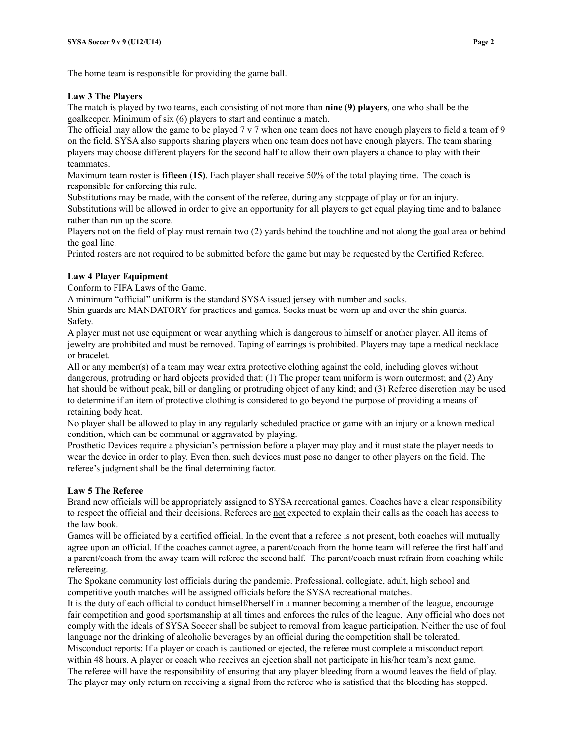The home team is responsible for providing the game ball.

**Law 3 The Players**

The match is played by two teams, each consisting of not more than **nine** (**9) players**, one who shall be the goalkeeper. Minimum of six (6) players to start and continue a match.

The official may allow the game to be played 7 v 7 when one team does not have enough players to field a team of 9 on the field. SYSA also supports sharing players when one team does not have enough players. The team sharing players may choose different players for the second half to allow their own players a chance to play with their teammates.

Maximum team roster is **fifteen** (**15**). Each player shall receive 50% of the total playing time. The coach is responsible for enforcing this rule.

Substitutions may be made, with the consent of the referee, during any stoppage of play or for an injury.

Substitutions will be allowed in order to give an opportunity for all players to get equal playing time and to balance rather than run up the score.

Players not on the field of play must remain two (2) yards behind the touchline and not along the goal area or behind the goal line.

Printed rosters are not required to be submitted before the game but may be requested by the Certified Referee.

**Law 4 Player Equipment**

Conform to FIFA Laws of the Game.

A minimum "official" uniform is the standard SYSA issued jersey with number and socks.

Shin guards are MANDATORY for practices and games. Socks must be worn up and over the shin guards.

Safety.

A player must not use equipment or wear anything which is dangerous to himself or another player. All items of jewelry are prohibited and must be removed. Taping of earrings is prohibited. Players may tape a medical necklace or bracelet.

All or any member(s) of a team may wear extra protective clothing against the cold, including gloves without dangerous, protruding or hard objects provided that: (1) The proper team uniform is worn outermost; and (2) Any hat should be without peak, bill or dangling or protruding object of any kind; and (3) Referee discretion may be used to determine if an item of protective clothing is considered to go beyond the purpose of providing a means of retaining body heat.

No player shall be allowed to play in any regularly scheduled practice or game with an injury or a known medical condition, which can be communal or aggravated by playing.

Prosthetic Devices require a physician's permission before a player may play and it must state the player needs to wear the device in order to play. Even then, such devices must pose no danger to other players on the field. The referee's judgment shall be the final determining factor.

**Law 5 The Referee**

Brand new officials will be appropriately assigned to SYSA recreational games. Coaches have a clear responsibility to respect the official and their decisions. Referees are not expected to explain their calls as the coach has access to the law book.

Games will be officiated by a certified official. In the event that a referee is not present, both coaches will mutually agree upon an official. If the coaches cannot agree, a parent/coach from the home team will referee the first half and a parent/coach from the away team will referee the second half. The parent/coach must refrain from coaching while refereeing.

The Spokane community lost officials during the pandemic. Professional, collegiate, adult, high school and competitive youth matches will be assigned officials before the SYSA recreational matches.

It is the duty of each official to conduct himself/herself in a manner becoming a member of the league, encourage fair competition and good sportsmanship at all times and enforces the rules of the league. Any official who does not comply with the ideals of SYSA Soccer shall be subject to removal from league participation. Neither the use of foul language nor the drinking of alcoholic beverages by an official during the competition shall be tolerated.

Misconduct reports: If a player or coach is cautioned or ejected, the referee must complete a misconduct report within 48 hours. A player or coach who receives an ejection shall not participate in his/her team's next game.

The referee will have the responsibility of ensuring that any player bleeding from a wound leaves the field of play. The player may only return on receiving a signal from the referee who is satisfied that the bleeding has stopped.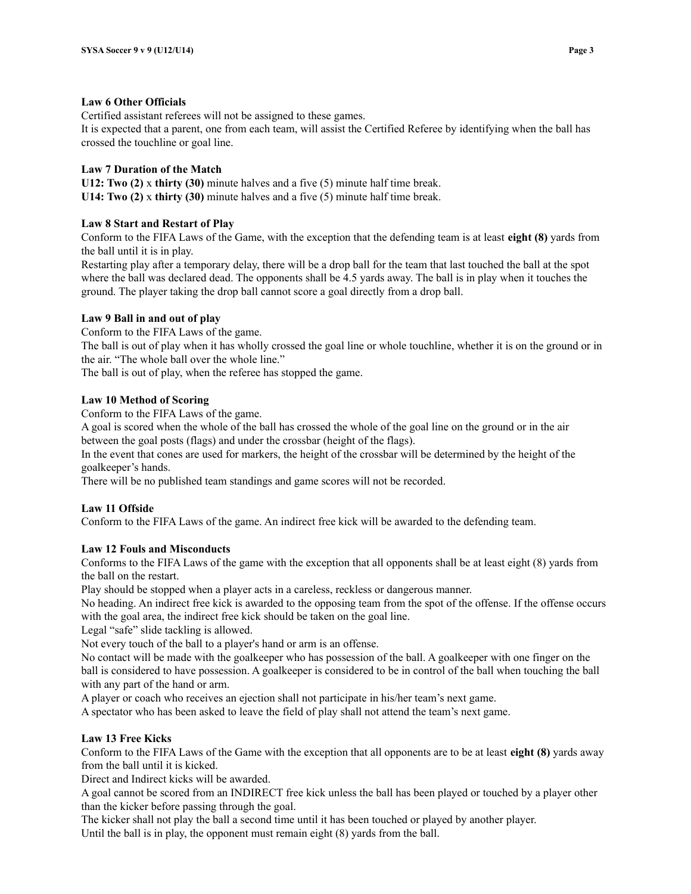**Law 6 Other Officials**

Certified assistant referees will not be assigned to these games.
It is expected that a parent, one from each team, will assist the Certified Referee by identifying when the ball has crossed the touchline or goal line.

**Law 7 Duration of the Match**

**U12: Two (2)** x **thirty (30)** minute halves and a five (5) minute half time break.
**U14: Two (2)** x **thirty (30)** minute halves and a five (5) minute half time break.

**Law 8 Start and Restart of Play**

Conform to the FIFA Laws of the Game, with the exception that the defending team is at least **eight (8)** yards from the ball until it is in play.
Restarting play after a temporary delay, there will be a drop ball for the team that last touched the ball at the spot where the ball was declared dead. The opponents shall be 4.5 yards away. The ball is in play when it touches the ground. The player taking the drop ball cannot score a goal directly from a drop ball.

**Law 9 Ball in and out of play**

Conform to the FIFA Laws of the game.
The ball is out of play when it has wholly crossed the goal line or whole touchline, whether it is on the ground or in the air. "The whole ball over the whole line."
The ball is out of play, when the referee has stopped the game.

**Law 10 Method of Scoring**

Conform to the FIFA Laws of the game.
A goal is scored when the whole of the ball has crossed the whole of the goal line on the ground or in the air between the goal posts (flags) and under the crossbar (height of the flags).
In the event that cones are used for markers, the height of the crossbar will be determined by the height of the goalkeeper's hands.
There will be no published team standings and game scores will not be recorded.

**Law 11 Offside**

Conform to the FIFA Laws of the game. An indirect free kick will be awarded to the defending team.

**Law 12 Fouls and Misconducts**

Conforms to the FIFA Laws of the game with the exception that all opponents shall be at least eight (8) yards from the ball on the restart.
Play should be stopped when a player acts in a careless, reckless or dangerous manner.
No heading. An indirect free kick is awarded to the opposing team from the spot of the offense. If the offense occurs with the goal area, the indirect free kick should be taken on the goal line.
Legal "safe" slide tackling is allowed.
Not every touch of the ball to a player's hand or arm is an offense.
No contact will be made with the goalkeeper who has possession of the ball. A goalkeeper with one finger on the ball is considered to have possession. A goalkeeper is considered to be in control of the ball when touching the ball with any part of the hand or arm.
A player or coach who receives an ejection shall not participate in his/her team's next game.
A spectator who has been asked to leave the field of play shall not attend the team's next game.

**Law 13 Free Kicks**

Conform to the FIFA Laws of the Game with the exception that all opponents are to be at least **eight (8)** yards away from the ball until it is kicked.
Direct and Indirect kicks will be awarded.
A goal cannot be scored from an INDIRECT free kick unless the ball has been played or touched by a player other than the kicker before passing through the goal.
The kicker shall not play the ball a second time until it has been touched or played by another player.
Until the ball is in play, the opponent must remain eight (8) yards from the ball.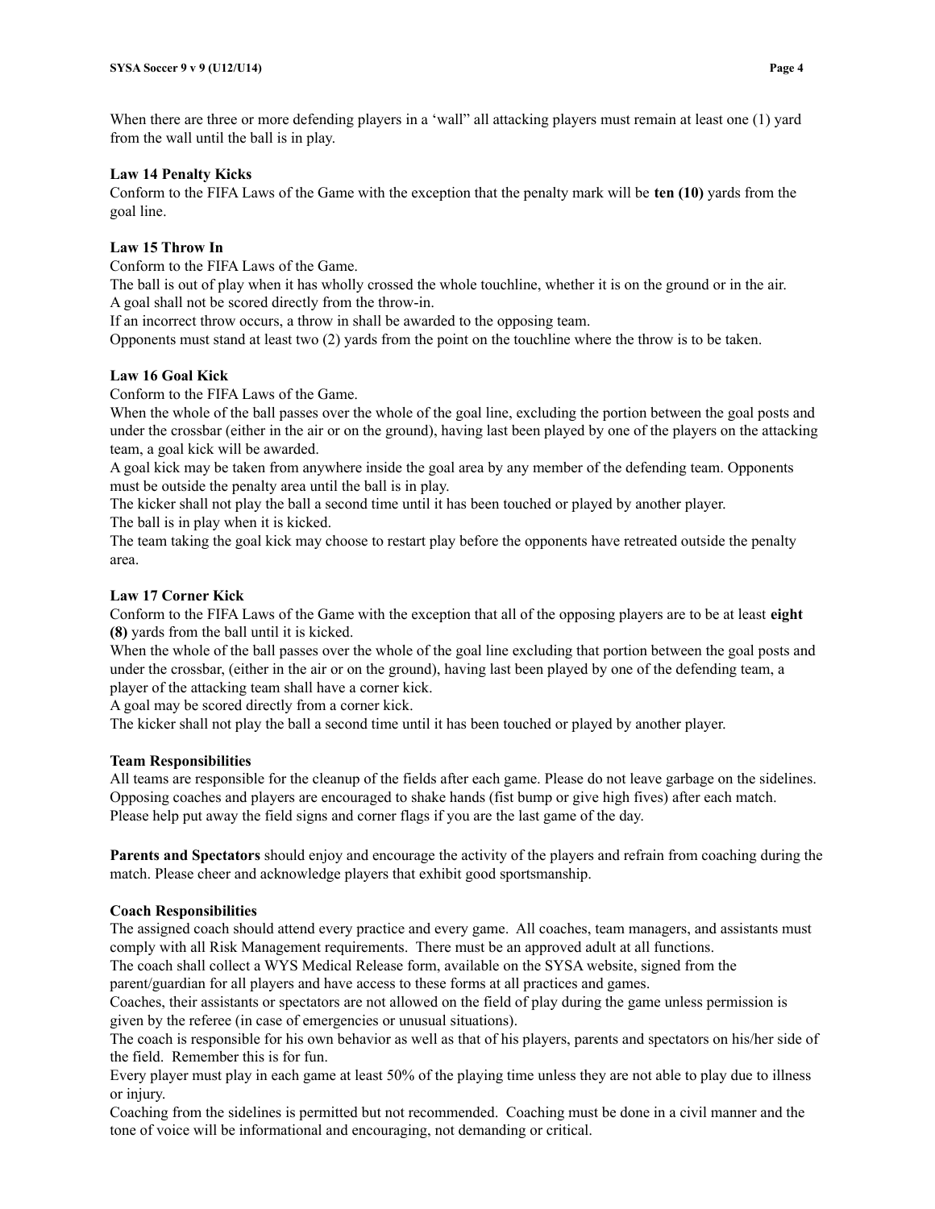When there are three or more defending players in a 'wall" all attacking players must remain at least one (1) yard from the wall until the ball is in play.

**Law 14 Penalty Kicks**

Conform to the FIFA Laws of the Game with the exception that the penalty mark will be **ten (10)** yards from the goal line.

**Law 15 Throw In**

Conform to the FIFA Laws of the Game.
The ball is out of play when it has wholly crossed the whole touchline, whether it is on the ground or in the air.
A goal shall not be scored directly from the throw-in.
If an incorrect throw occurs, a throw in shall be awarded to the opposing team.
Opponents must stand at least two (2) yards from the point on the touchline where the throw is to be taken.

**Law 16 Goal Kick**

Conform to the FIFA Laws of the Game.
When the whole of the ball passes over the whole of the goal line, excluding the portion between the goal posts and under the crossbar (either in the air or on the ground), having last been played by one of the players on the attacking team, a goal kick will be awarded.
A goal kick may be taken from anywhere inside the goal area by any member of the defending team. Opponents must be outside the penalty area until the ball is in play.
The kicker shall not play the ball a second time until it has been touched or played by another player.
The ball is in play when it is kicked.
The team taking the goal kick may choose to restart play before the opponents have retreated outside the penalty area.

**Law 17 Corner Kick**

Conform to the FIFA Laws of the Game with the exception that all of the opposing players are to be at least **eight (8)** yards from the ball until it is kicked.
When the whole of the ball passes over the whole of the goal line excluding that portion between the goal posts and under the crossbar, (either in the air or on the ground), having last been played by one of the defending team, a player of the attacking team shall have a corner kick.
A goal may be scored directly from a corner kick.
The kicker shall not play the ball a second time until it has been touched or played by another player.

**Team Responsibilities**

All teams are responsible for the cleanup of the fields after each game. Please do not leave garbage on the sidelines.
Opposing coaches and players are encouraged to shake hands (fist bump or give high fives) after each match.
Please help put away the field signs and corner flags if you are the last game of the day.

**Parents and Spectators** should enjoy and encourage the activity of the players and refrain from coaching during the match. Please cheer and acknowledge players that exhibit good sportsmanship.

**Coach Responsibilities**

The assigned coach should attend every practice and every game. All coaches, team managers, and assistants must comply with all Risk Management requirements. There must be an approved adult at all functions.
The coach shall collect a WYS Medical Release form, available on the SYSA website, signed from the parent/guardian for all players and have access to these forms at all practices and games.
Coaches, their assistants or spectators are not allowed on the field of play during the game unless permission is given by the referee (in case of emergencies or unusual situations).
The coach is responsible for his own behavior as well as that of his players, parents and spectators on his/her side of the field. Remember this is for fun.
Every player must play in each game at least 50% of the playing time unless they are not able to play due to illness or injury.
Coaching from the sidelines is permitted but not recommended. Coaching must be done in a civil manner and the tone of voice will be informational and encouraging, not demanding or critical.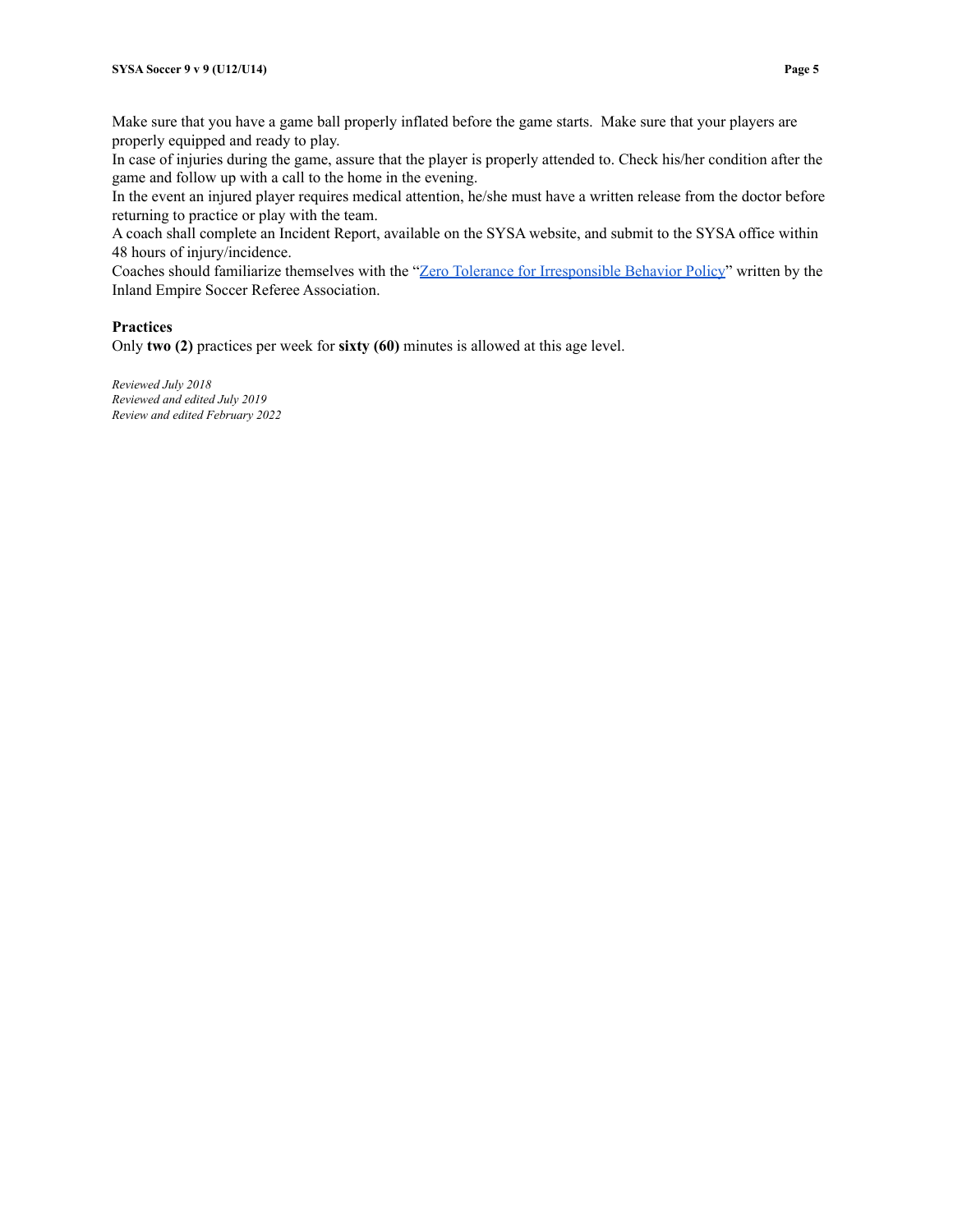Make sure that you have a game ball properly inflated before the game starts. Make sure that your players are properly equipped and ready to play.

In case of injuries during the game, assure that the player is properly attended to. Check his/her condition after the game and follow up with a call to the home in the evening.

In the event an injured player requires medical attention, he/she must have a written release from the doctor before returning to practice or play with the team.

A coach shall complete an Incident Report, available on the SYSA website, and submit to the SYSA office within 48 hours of injury/incidence.

Coaches should familiarize themselves with the "Zero Tolerance for Irresponsible Behavior Policy" written by the Inland Empire Soccer Referee Association.

**Practices**

Only **two (2)** practices per week for **sixty (60)** minutes is allowed at this age level.

*Reviewed July 2018*
*Reviewed and edited July 2019*
*Review and edited February 2022*